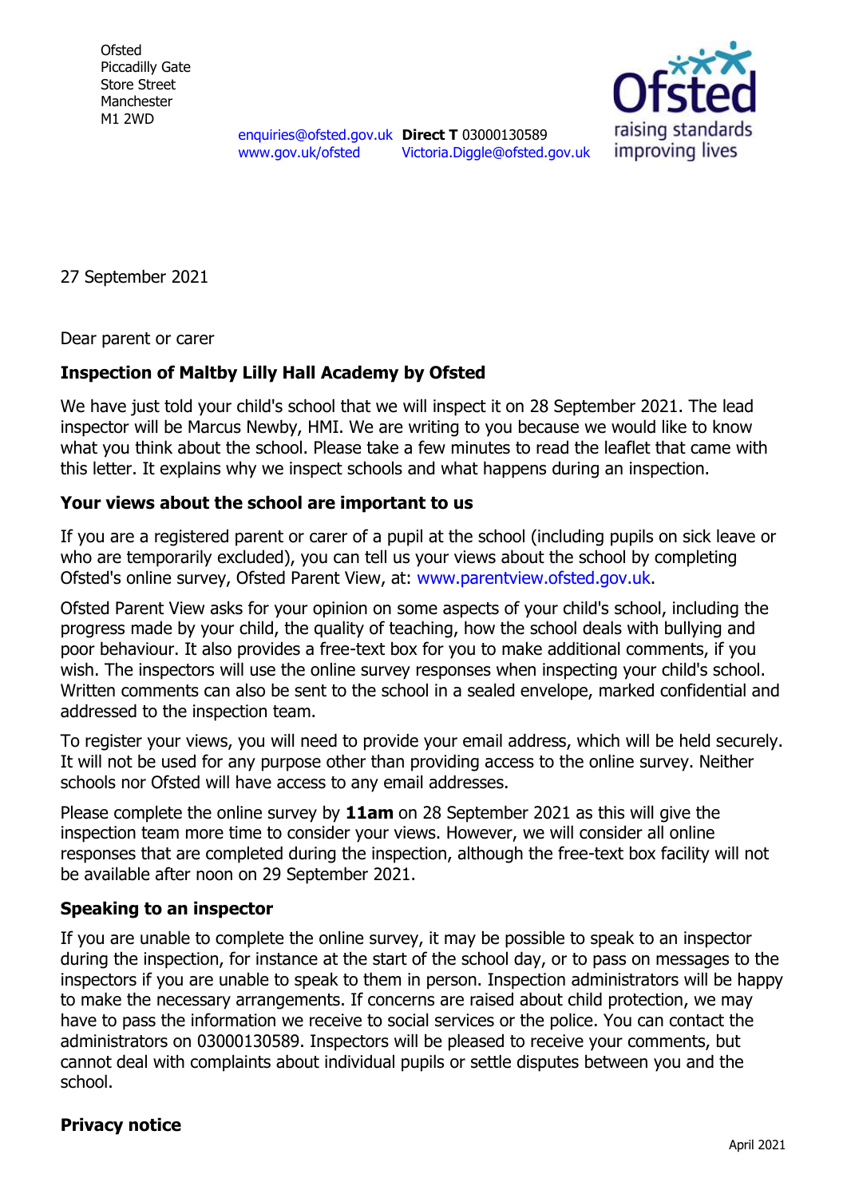Ofsted
Piccadilly Gate
Store Street
Manchester
M1 2WD

enquiries@ofsted.gov.uk
www.gov.uk/ofsted

**Direct T** 03000130589
Victoria.Diggle@ofsted.gov.uk

27 September 2021

Dear parent or carer

**Inspection of Maltby Lilly Hall Academy by Ofsted**

We have just told your child's school that we will inspect it on 28 September 2021. The lead inspector will be Marcus Newby, HMI. We are writing to you because we would like to know what you think about the school. Please take a few minutes to read the leaflet that came with this letter. It explains why we inspect schools and what happens during an inspection.

**Your views about the school are important to us**

If you are a registered parent or carer of a pupil at the school (including pupils on sick leave or who are temporarily excluded), you can tell us your views about the school by completing Ofsted's online survey, Ofsted Parent View, at: www.parentview.ofsted.gov.uk.

Ofsted Parent View asks for your opinion on some aspects of your child's school, including the progress made by your child, the quality of teaching, how the school deals with bullying and poor behaviour. It also provides a free-text box for you to make additional comments, if you wish. The inspectors will use the online survey responses when inspecting your child's school. Written comments can also be sent to the school in a sealed envelope, marked confidential and addressed to the inspection team.

To register your views, you will need to provide your email address, which will be held securely. It will not be used for any purpose other than providing access to the online survey. Neither schools nor Ofsted will have access to any email addresses.

Please complete the online survey by **11am** on 28 September 2021 as this will give the inspection team more time to consider your views. However, we will consider all online responses that are completed during the inspection, although the free-text box facility will not be available after noon on 29 September 2021.

**Speaking to an inspector**

If you are unable to complete the online survey, it may be possible to speak to an inspector during the inspection, for instance at the start of the school day, or to pass on messages to the inspectors if you are unable to speak to them in person. Inspection administrators will be happy to make the necessary arrangements. If concerns are raised about child protection, we may have to pass the information we receive to social services or the police. You can contact the administrators on 03000130589. Inspectors will be pleased to receive your comments, but cannot deal with complaints about individual pupils or settle disputes between you and the school.

**Privacy notice**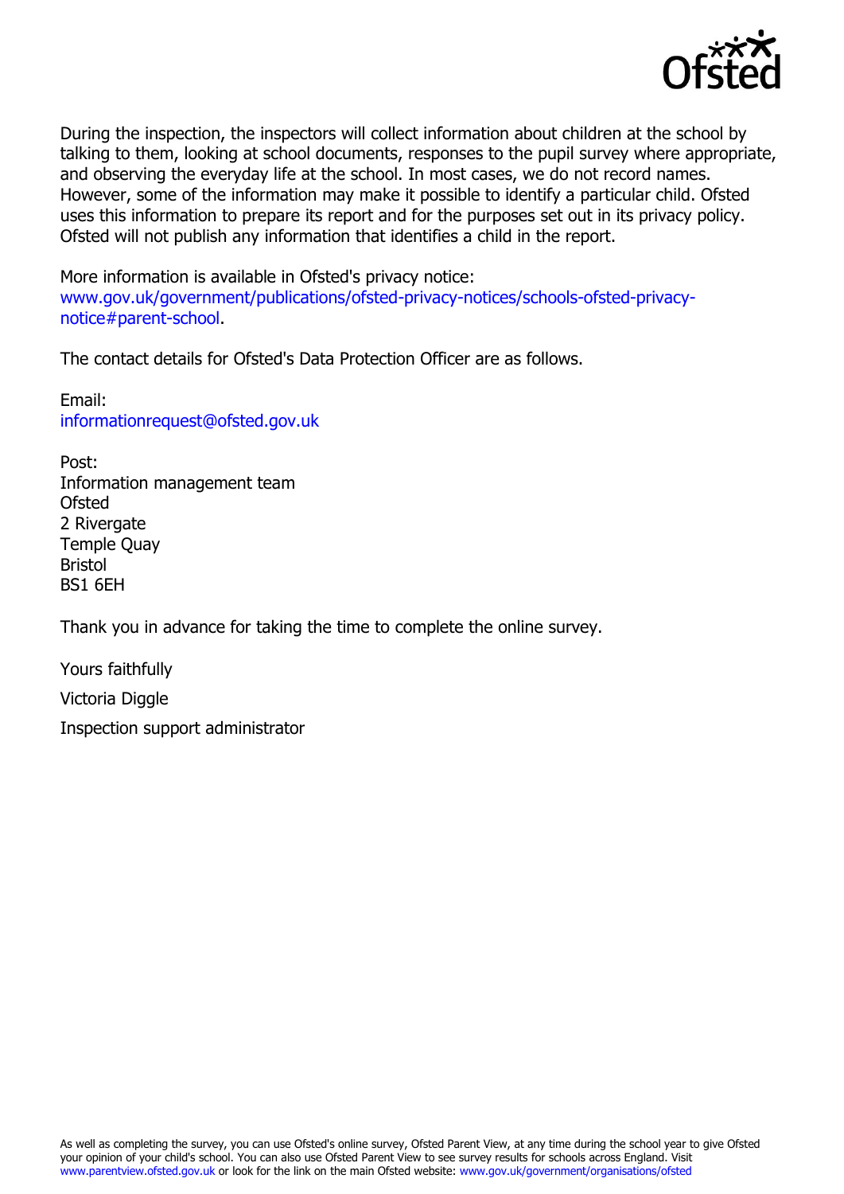During the inspection, the inspectors will collect information about children at the school by talking to them, looking at school documents, responses to the pupil survey where appropriate, and observing the everyday life at the school. In most cases, we do not record names. However, some of the information may make it possible to identify a particular child. Ofsted uses this information to prepare its report and for the purposes set out in its privacy policy. Ofsted will not publish any information that identifies a child in the report.

More information is available in Ofsted's privacy notice:
www.gov.uk/government/publications/ofsted-privacy-notices/schools-ofsted-privacy-notice#parent-school.

The contact details for Ofsted's Data Protection Officer are as follows.

Email:
informationrequest@ofsted.gov.uk

Post:
Information management team
Ofsted
2 Rivergate
Temple Quay
Bristol
BS1 6EH

Thank you in advance for taking the time to complete the online survey.

Yours faithfully

Victoria Diggle

Inspection support administrator

As well as completing the survey, you can use Ofsted's online survey, Ofsted Parent View, at any time during the school year to give Ofsted your opinion of your child's school. You can also use Ofsted Parent View to see survey results for schools across England. Visit www.parentview.ofsted.gov.uk or look for the link on the main Ofsted website: www.gov.uk/government/organisations/ofsted